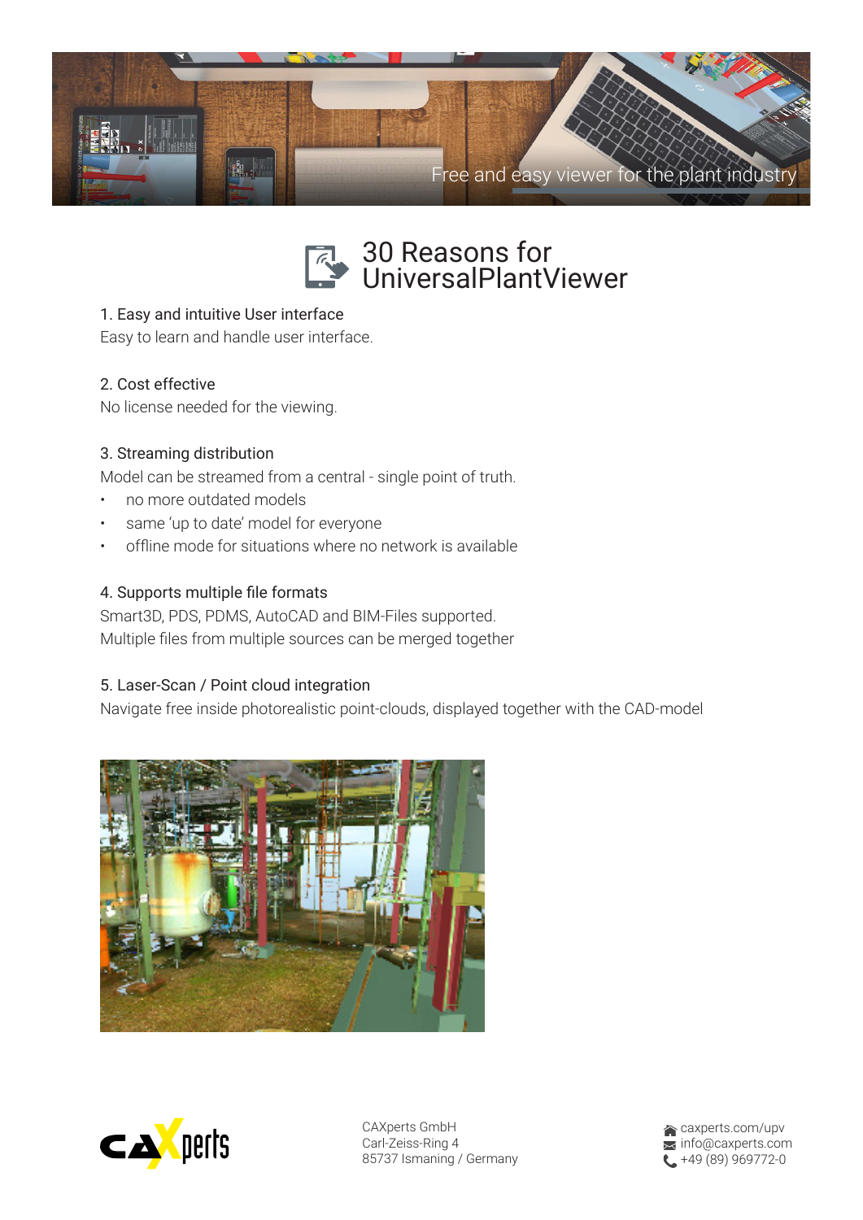Free and easy viewer for the plant industry

# 30 Reasons for UniversalPlantViewer

### 1. Easy and intuitive User interface

Easy to learn and handle user interface.

### 2. Cost effective

No license needed for the viewing.

### 3. Streaming distribution

Model can be streamed from a central - single point of truth.

- no more outdated models
- same 'up to date' model for everyone
- offline mode for situations where no network is available

### 4. Supports multiple file formats

Smart3D, PDS, PDMS, AutoCAD and BIM-Files supported.
Multiple files from multiple sources can be merged together

### 5. Laser-Scan / Point cloud integration

Navigate free inside photorealistic point-clouds, displayed together with the CAD-model

CAXperts GmbH
Carl-Zeiss-Ring 4
85737 Ismaning / Germany

caxperts.com/upv
info@caxperts.com
+49 (89) 969772-0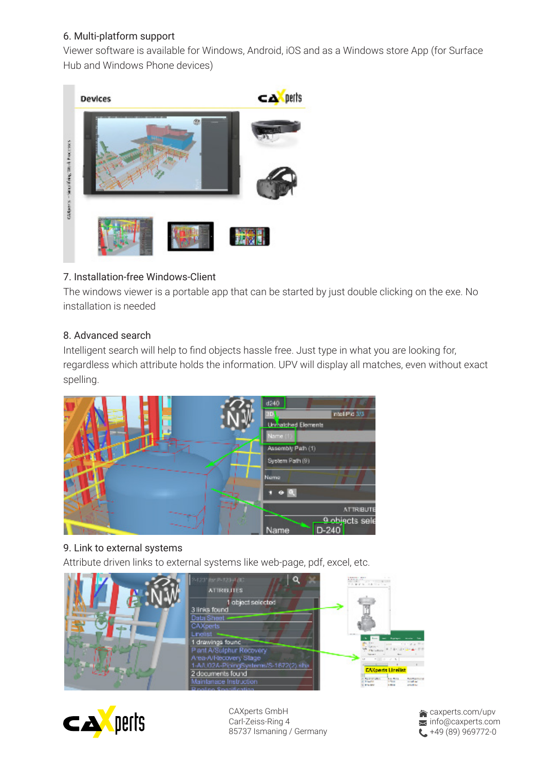6. Multi-platform support

Viewer software is available for Windows, Android, iOS and as a Windows store App (for Surface Hub and Windows Phone devices)

7. Installation-free Windows-Client

The windows viewer is a portable app that can be started by just double clicking on the exe. No installation is needed

8. Advanced search

Intelligent search will help to find objects hassle free. Just type in what you are looking for, regardless which attribute holds the information. UPV will display all matches, even without exact spelling.

9. Link to external systems

Attribute driven links to external systems like web-page, pdf, excel, etc.

CAXperts GmbH
Carl-Zeiss-Ring 4
85737 Ismaning / Germany

caxperts.com/upv
info@caxperts.com
+49 (89) 969772-0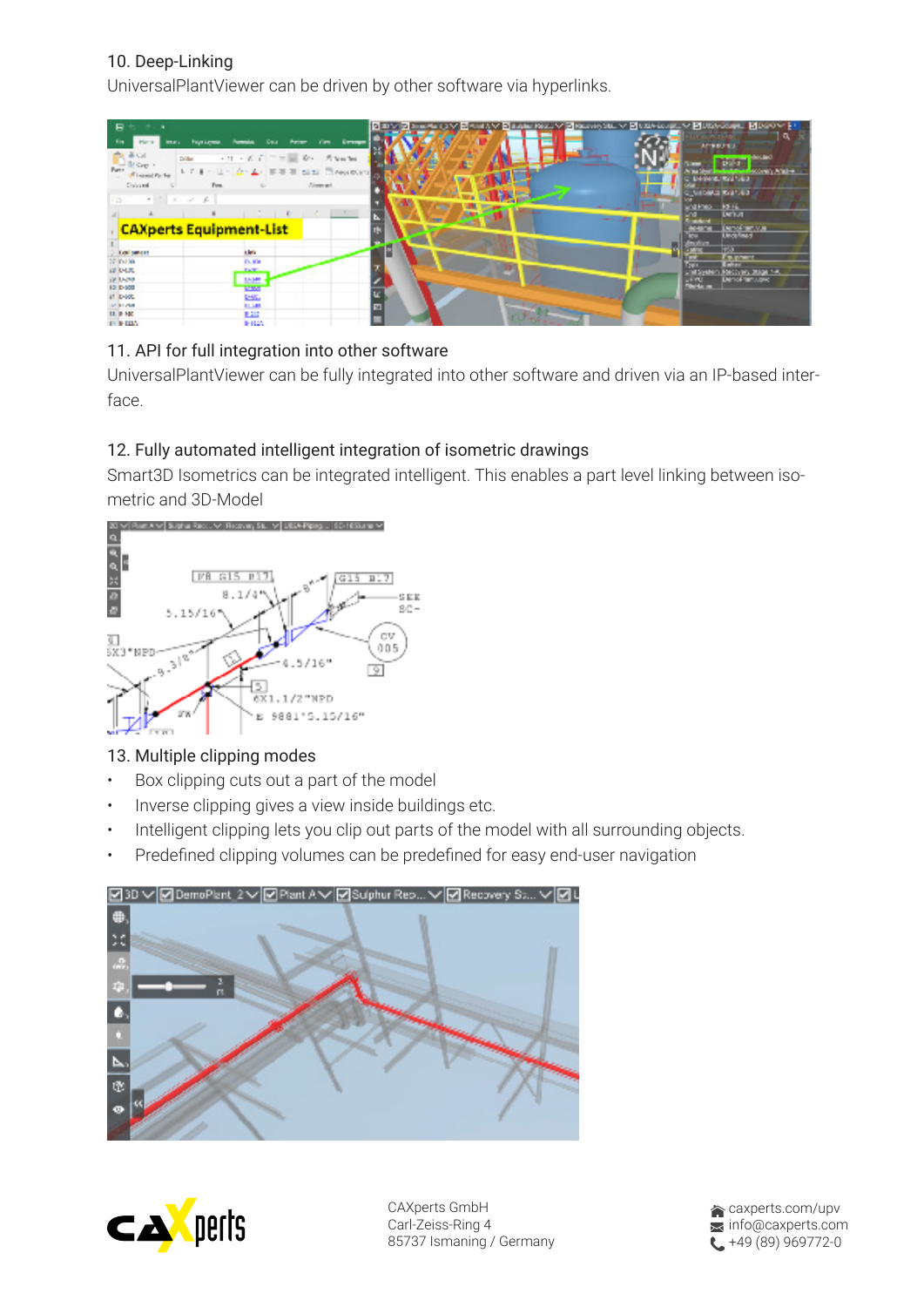10. Deep-Linking

UniversalPlantViewer can be driven by other software via hyperlinks.

11. API for full integration into other software

UniversalPlantViewer can be fully integrated into other software and driven via an IP-based interface.

12. Fully automated intelligent integration of isometric drawings

Smart3D Isometrics can be integrated intelligent. This enables a part level linking between isometric and 3D-Model

13. Multiple clipping modes

- Box clipping cuts out a part of the model
- Inverse clipping gives a view inside buildings etc.
- Intelligent clipping lets you clip out parts of the model with all surrounding objects.
- Predefined clipping volumes can be predefined for easy end-user navigation

CAXperts GmbH
Carl-Zeiss-Ring 4
85737 Ismaning / Germany

caxperts.com/upv
info@caxperts.com
+49 (89) 969772-0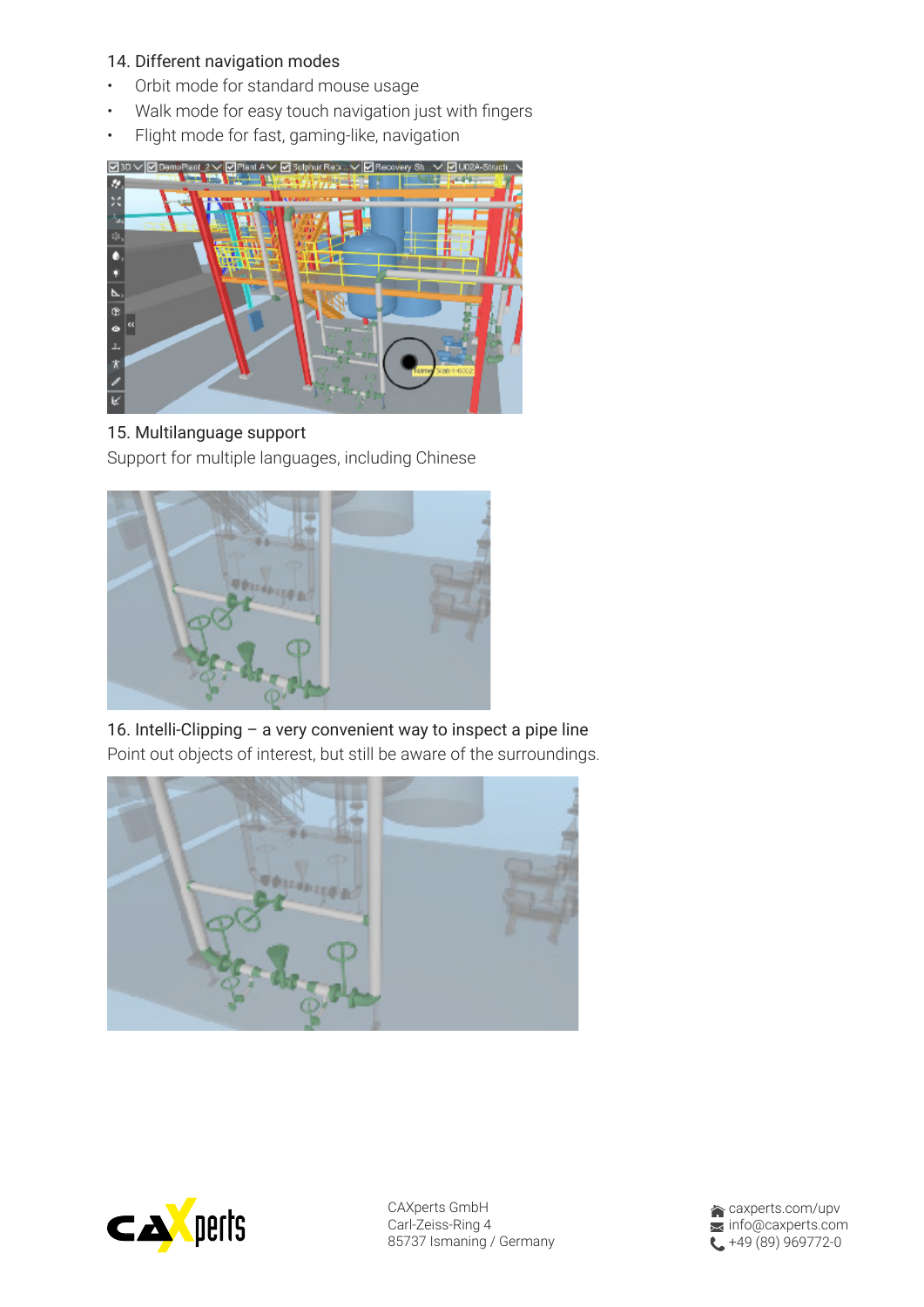14. Different navigation modes

- Orbit mode for standard mouse usage
- Walk mode for easy touch navigation just with fingers
- Flight mode for fast, gaming-like, navigation

15. Multilanguage support

Support for multiple languages, including Chinese

16. Intelli-Clipping – a very convenient way to inspect a pipe line

Point out objects of interest, but still be aware of the surroundings.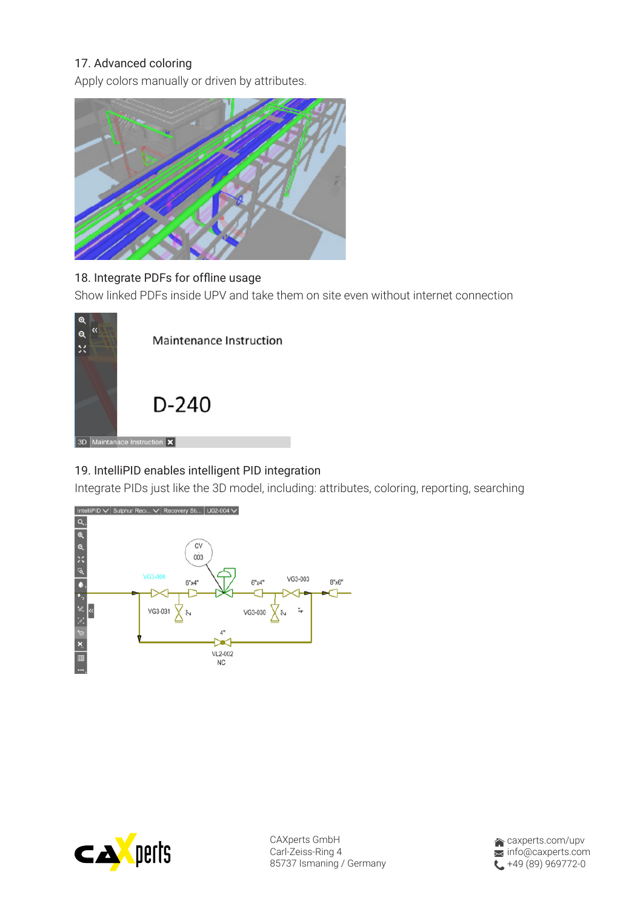17. Advanced coloring

Apply colors manually or driven by attributes.

18. Integrate PDFs for offline usage

Show linked PDFs inside UPV and take them on site even without internet connection

19. IntelliPID enables intelligent PID integration

Integrate PIDs just like the 3D model, including: attributes, coloring, reporting, searching

CAXperts GmbH
Carl-Zeiss-Ring 4
85737 Ismaning / Germany

caxperts.com/upv
info@caxperts.com
+49 (89) 969772-0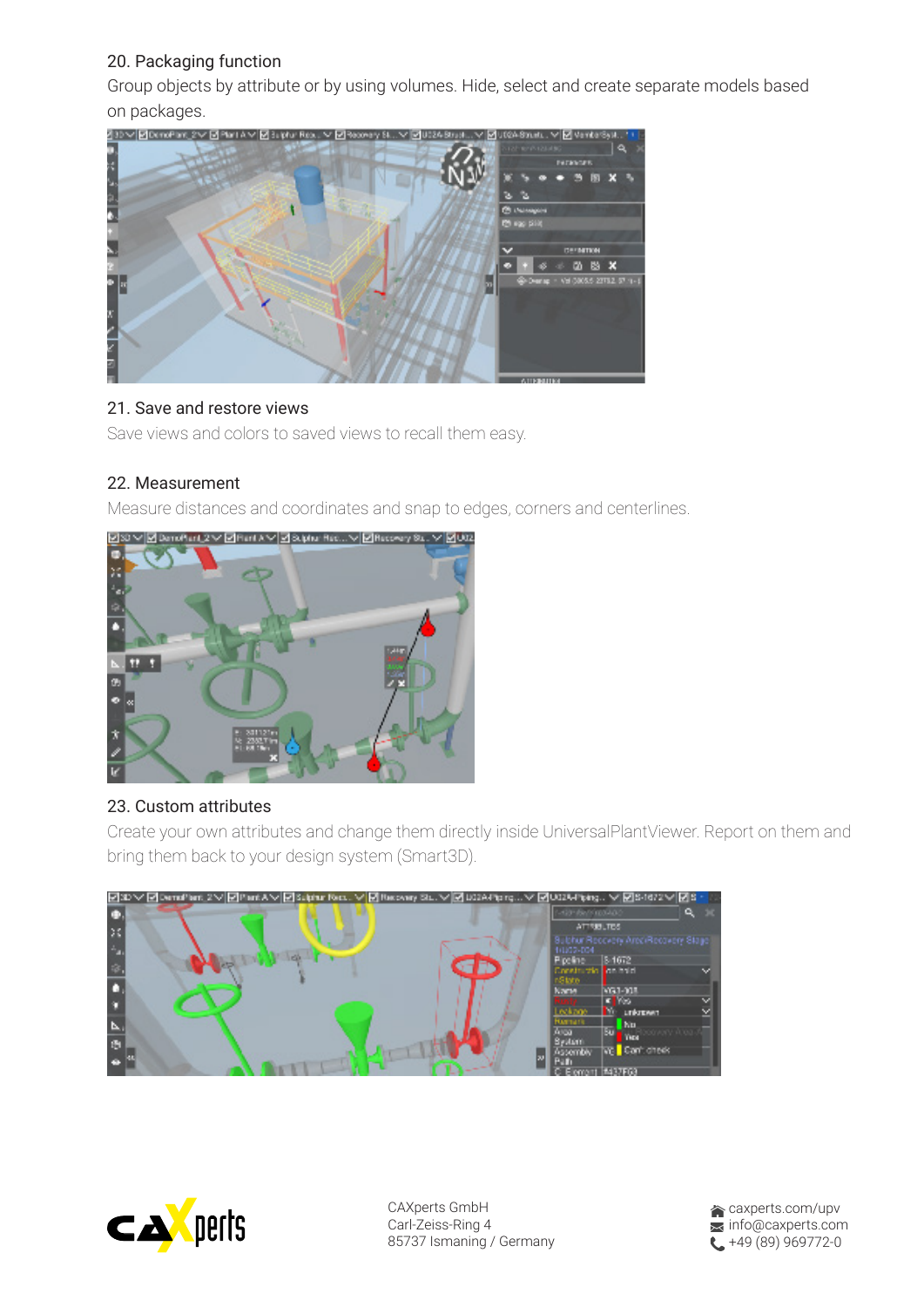20. Packaging function

Group objects by attribute or by using volumes. Hide, select and create separate models based on packages.

21. Save and restore views

Save views and colors to saved views to recall them easy.

22. Measurement

Measure distances and coordinates and snap to edges, corners and centerlines.

23. Custom attributes

Create your own attributes and change them directly inside UniversalPlantViewer. Report on them and bring them back to your design system (Smart3D).

CAXperts GmbH
Carl-Zeiss-Ring 4
85737 Ismaning / Germany

caxperts.com/upv
info@caxperts.com
+49 (89) 969772-0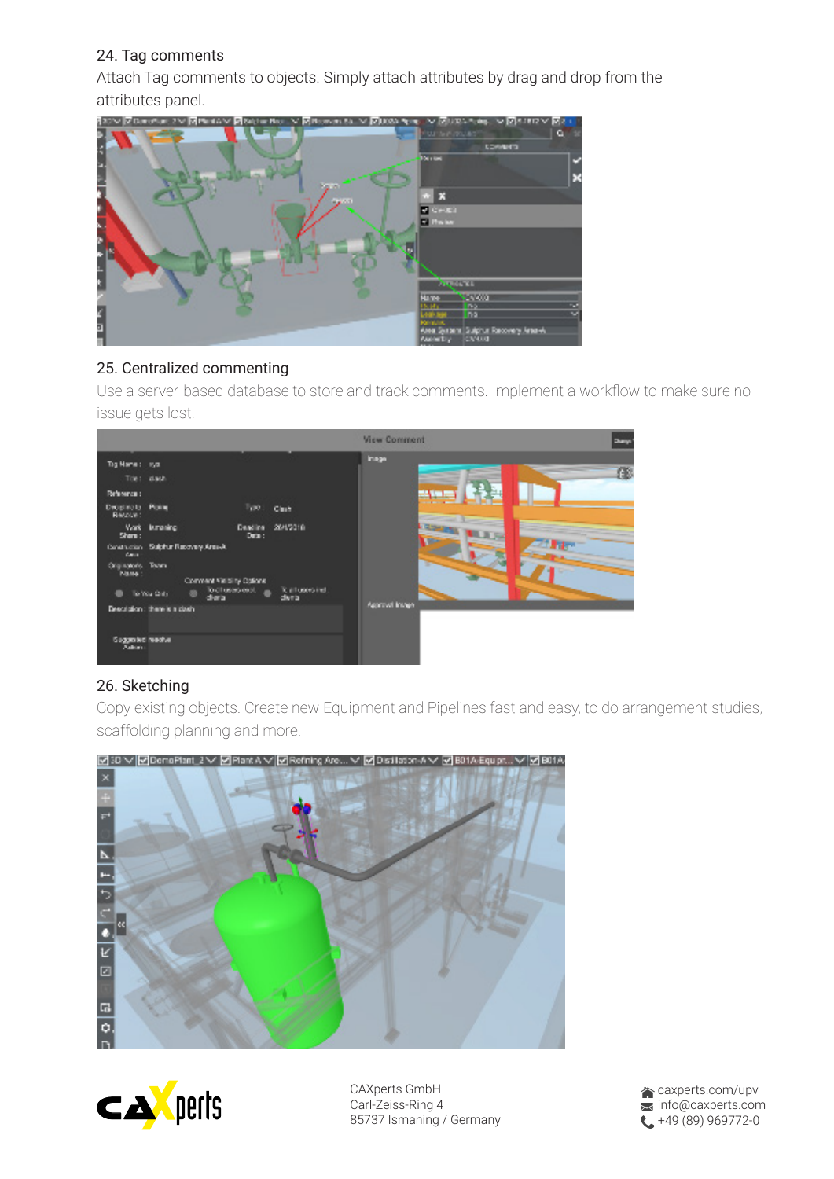24. Tag comments

Attach Tag comments to objects. Simply attach attributes by drag and drop from the attributes panel.

25. Centralized commenting

Use a server-based database to store and track comments. Implement a workflow to make sure no issue gets lost.

26. Sketching

Copy existing objects. Create new Equipment and Pipelines fast and easy, to do arrangement studies, scaffolding planning and more.

CAXperts GmbH
Carl-Zeiss-Ring 4
85737 Ismaning / Germany

caxperts.com/upv
info@caxperts.com
+49 (89) 969772-0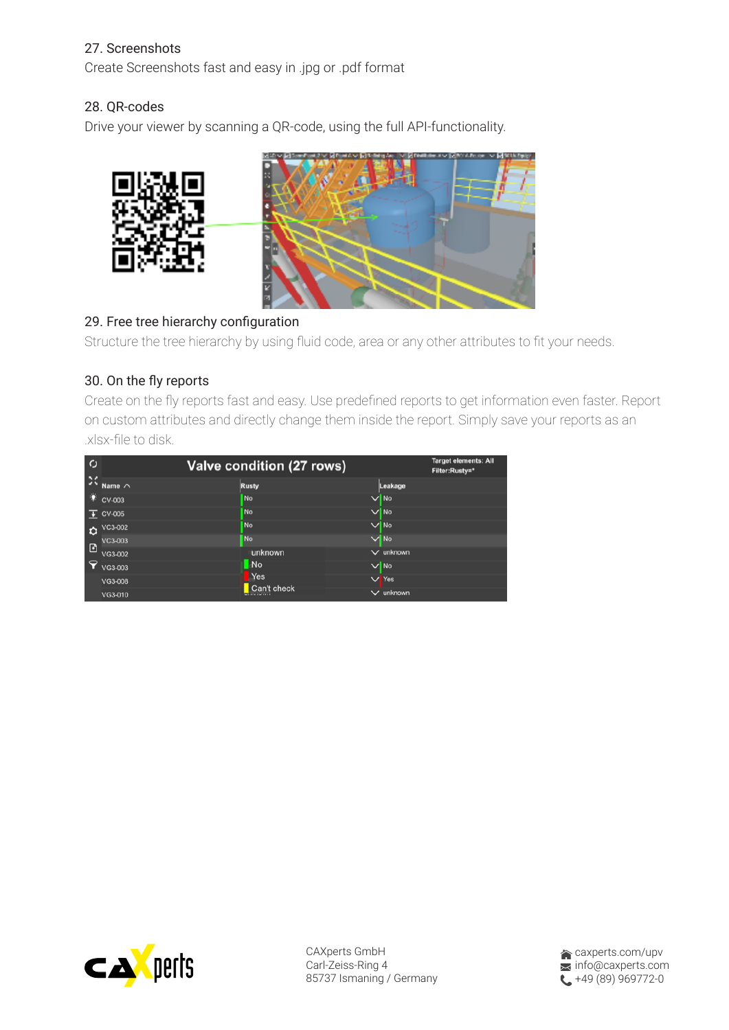27. Screenshots

Create Screenshots fast and easy in .jpg or .pdf format

28. QR-codes

Drive your viewer by scanning a QR-code, using the full API-functionality.

29. Free tree hierarchy configuration

Structure the tree hierarchy by using fluid code, area or any other attributes to fit your needs.

30. On the fly reports

Create on the fly reports fast and easy. Use predefined reports to get information even faster. Report on custom attributes and directly change them inside the report. Simply save your reports as an .xlsx-file to disk.

CAXperts GmbH
Carl-Zeiss-Ring 4
85737 Ismaning / Germany

caxperts.com/upv
info@caxperts.com
+49 (89) 969772-0